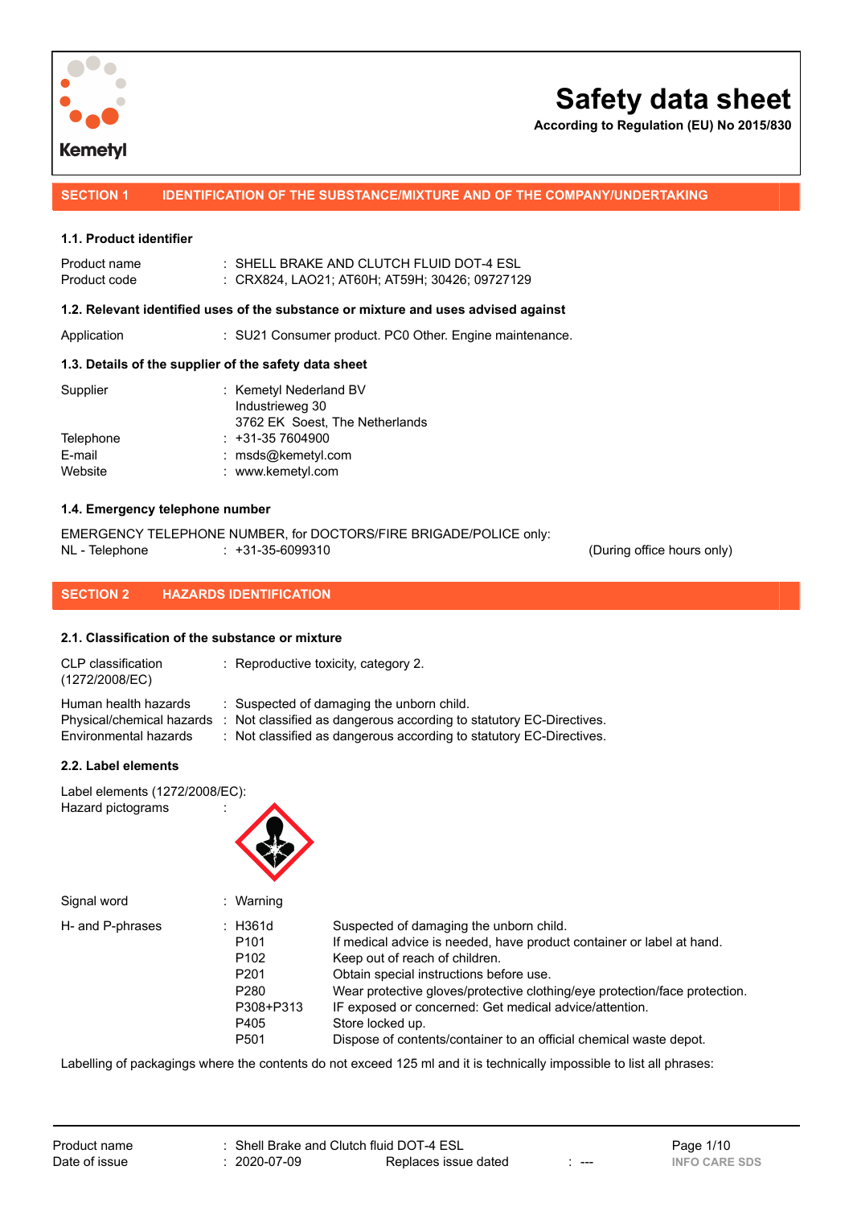# Safety data sheet

**According to Regulation (EU) No 2015/830**

## SECTION 1 IDENTIFICATION OF THE SUBSTANCE/MIXTURE AND OF THE COMPANY/UNDERTAKING

### 1.1. Product identifier

| | |
|---|---|
| Product name | : SHELL BRAKE AND CLUTCH FLUID DOT-4 ESL |
| Product code | : CRX824, LAO21; AT60H; AT59H; 30426; 09727129 |

### 1.2. Relevant identified uses of the substance or mixture and uses advised against

| | |
|---|---|
| Application | : SU21 Consumer product. PC0 Other. Engine maintenance. |

### 1.3. Details of the supplier of the safety data sheet

| | |
|---|---|
| Supplier | : Kemetyl Nederland BV<br>Industrieweg 30<br>3762 EK Soest, The Netherlands |
| Telephone | : +31-35 7604900 |
| E-mail | : msds@kemetyl.com |
| Website | : www.kemetyl.com |

### 1.4. Emergency telephone number

EMERGENCY TELEPHONE NUMBER, for DOCTORS/FIRE BRIGADE/POLICE only:

NL - Telephone : +31-35-6099310 (During office hours only)

## SECTION 2 HAZARDS IDENTIFICATION

### 2.1. Classification of the substance or mixture

| | |
|---|---|
| CLP classification (1272/2008/EC) | : Reproductive toxicity, category 2. |
| Human health hazards | : Suspected of damaging the unborn child. |
| Physical/chemical hazards | : Not classified as dangerous according to statutory EC-Directives. |
| Environmental hazards | : Not classified as dangerous according to statutory EC-Directives. |

### 2.2. Label elements

Label elements (1272/2008/EC):

Hazard pictograms :

Signal word : Warning

H- and P-phrases :

| | |
|---|---|
| H361d | Suspected of damaging the unborn child. |
| P101 | If medical advice is needed, have product container or label at hand. |
| P102 | Keep out of reach of children. |
| P201 | Obtain special instructions before use. |
| P280 | Wear protective gloves/protective clothing/eye protection/face protection. |
| P308+P313 | IF exposed or concerned: Get medical advice/attention. |
| P405 | Store locked up. |
| P501 | Dispose of contents/container to an official chemical waste depot. |

Labelling of packagings where the contents do not exceed 125 ml and it is technically impossible to list all phrases: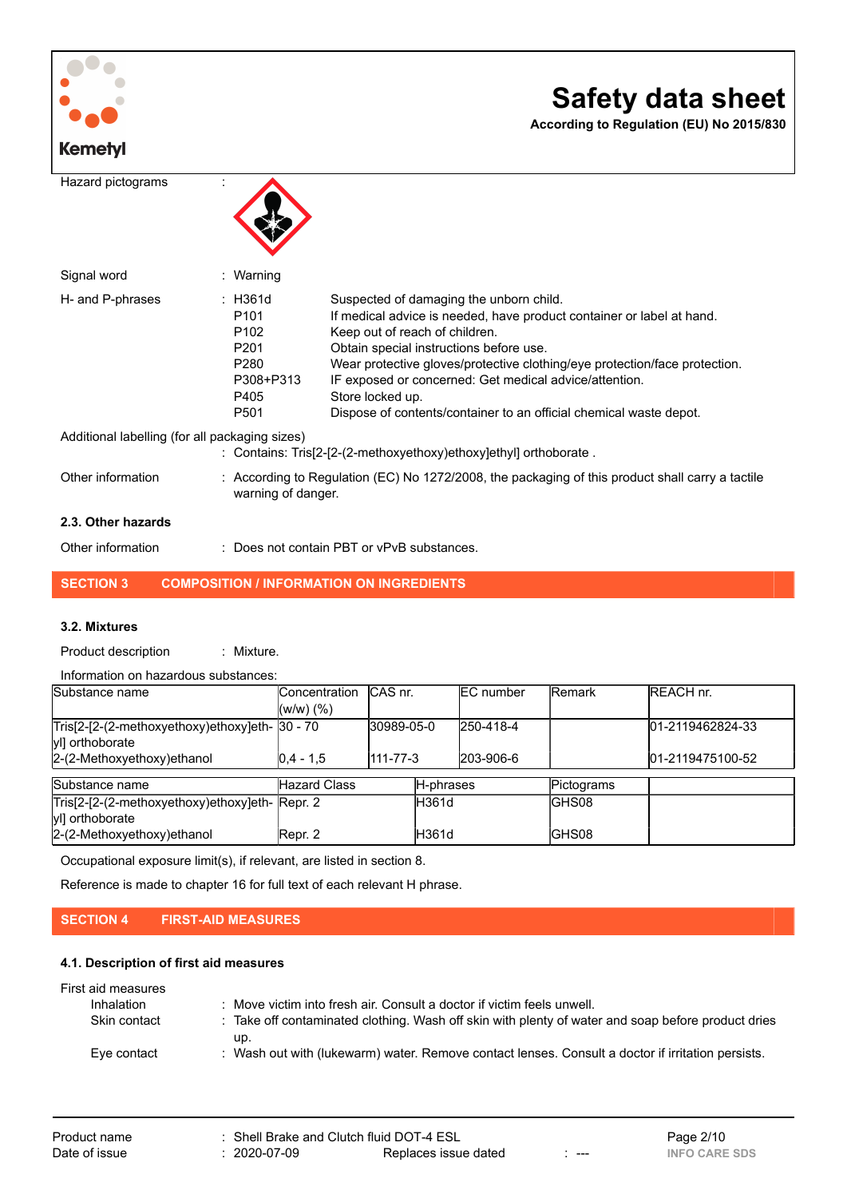Hazard pictograms :

Signal word : Warning

H- and P-phrases :

| | |
|---|---|
| H361d | Suspected of damaging the unborn child. |
| P101 | If medical advice is needed, have product container or label at hand. |
| P102 | Keep out of reach of children. |
| P201 | Obtain special instructions before use. |
| P280 | Wear protective gloves/protective clothing/eye protection/face protection. |
| P308+P313 | IF exposed or concerned: Get medical advice/attention. |
| P405 | Store locked up. |
| P501 | Dispose of contents/container to an official chemical waste depot. |

Additional labelling (for all packaging sizes)
: Contains: Tris[2-[2-(2-methoxyethoxy)ethoxy]ethyl] orthoborate .

Other information : According to Regulation (EC) No 1272/2008, the packaging of this product shall carry a tactile warning of danger.

### 2.3. Other hazards

Other information : Does not contain PBT or vPvB substances.

## SECTION 3 COMPOSITION / INFORMATION ON INGREDIENTS

### 3.2. Mixtures

Product description : Mixture.

Information on hazardous substances:

| Substance name | Concentration (w/w) (%) | CAS nr. | EC number | Remark | REACH nr. |
|---|---|---|---|---|---|
| Tris[2-[2-(2-methoxyethoxy)ethoxy]ethyl] orthoborate | 30 - 70 | 30989-05-0 | 250-418-4 | | 01-2119462824-33 |
| 2-(2-Methoxyethoxy)ethanol | 0,4 - 1,5 | 111-77-3 | 203-906-6 | | 01-2119475100-52 |

| Substance name | Hazard Class | H-phrases | Pictograms | |
|---|---|---|---|---|
| Tris[2-[2-(2-methoxyethoxy)ethoxy]ethyl] orthoborate | Repr. 2 | H361d | GHS08 | |
| 2-(2-Methoxyethoxy)ethanol | Repr. 2 | H361d | GHS08 | |

Occupational exposure limit(s), if relevant, are listed in section 8.

Reference is made to chapter 16 for full text of each relevant H phrase.

## SECTION 4 FIRST-AID MEASURES

### 4.1. Description of first aid measures

First aid measures

- Inhalation : Move victim into fresh air. Consult a doctor if victim feels unwell.
- Skin contact : Take off contaminated clothing. Wash off skin with plenty of water and soap before product dries up.
- Eye contact : Wash out with (lukewarm) water. Remove contact lenses. Consult a doctor if irritation persists.

Product name : Shell Brake and Clutch fluid DOT-4 ESL
Date of issue : 2020-07-09 Replaces issue dated : ---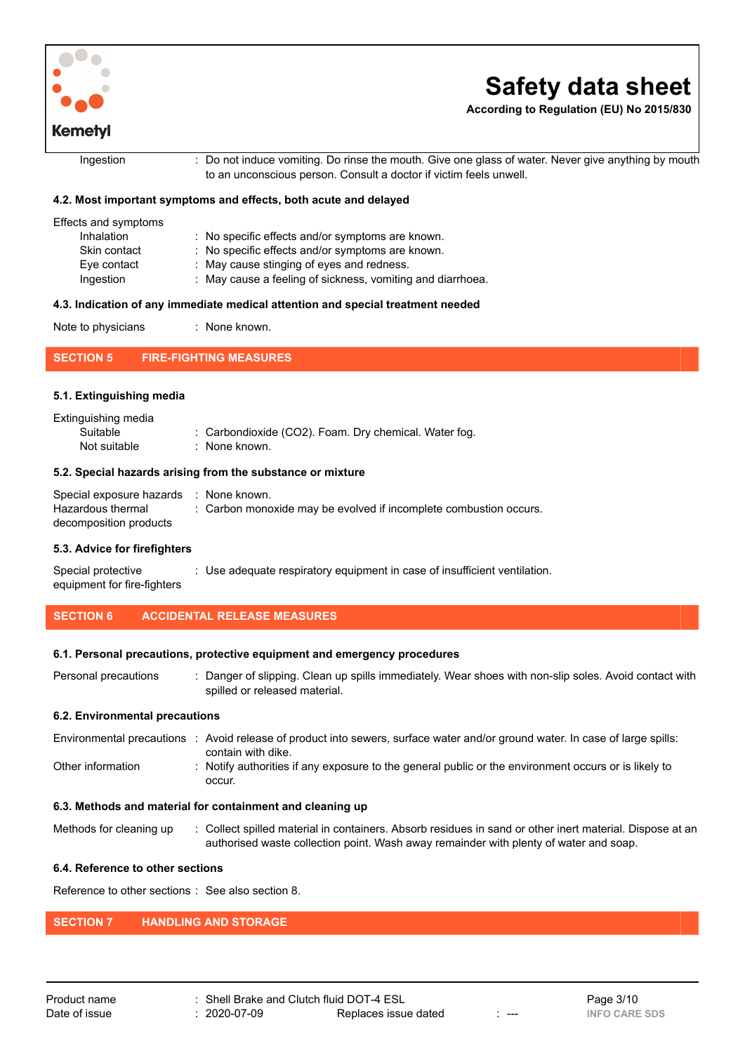| | |
|---|---|
| Ingestion | : Do not induce vomiting. Do rinse the mouth. Give one glass of water. Never give anything by mouth to an unconscious person. Consult a doctor if victim feels unwell. |

### 4.2. Most important symptoms and effects, both acute and delayed

Effects and symptoms

| | |
|---|---|
| Inhalation | : No specific effects and/or symptoms are known. |
| Skin contact | : No specific effects and/or symptoms are known. |
| Eye contact | : May cause stinging of eyes and redness. |
| Ingestion | : May cause a feeling of sickness, vomiting and diarrhoea. |

### 4.3. Indication of any immediate medical attention and special treatment needed

| | |
|---|---|
| Note to physicians | : None known. |

## SECTION 5 FIRE-FIGHTING MEASURES

### 5.1. Extinguishing media

Extinguishing media

| | |
|---|---|
| Suitable | : Carbondioxide ($CO_2$). Foam. Dry chemical. Water fog. |
| Not suitable | : None known. |

### 5.2. Special hazards arising from the substance or mixture

| | |
|---|---|
| Special exposure hazards | : None known. |
| Hazardous thermal decomposition products | : Carbon monoxide may be evolved if incomplete combustion occurs. |

### 5.3. Advice for firefighters

| | |
|---|---|
| Special protective equipment for fire-fighters | : Use adequate respiratory equipment in case of insufficient ventilation. |

## SECTION 6 ACCIDENTAL RELEASE MEASURES

### 6.1. Personal precautions, protective equipment and emergency procedures

| | |
|---|---|
| Personal precautions | : Danger of slipping. Clean up spills immediately. Wear shoes with non-slip soles. Avoid contact with spilled or released material. |

### 6.2. Environmental precautions

| | |
|---|---|
| Environmental precautions | : Avoid release of product into sewers, surface water and/or ground water. In case of large spills: contain with dike. |
| Other information | : Notify authorities if any exposure to the general public or the environment occurs or is likely to occur. |

### 6.3. Methods and material for containment and cleaning up

| | |
|---|---|
| Methods for cleaning up | : Collect spilled material in containers. Absorb residues in sand or other inert material. Dispose at an authorised waste collection point. Wash away remainder with plenty of water and soap. |

### 6.4. Reference to other sections

| | |
|---|---|
| Reference to other sections | : See also section 8. |

## SECTION 7 HANDLING AND STORAGE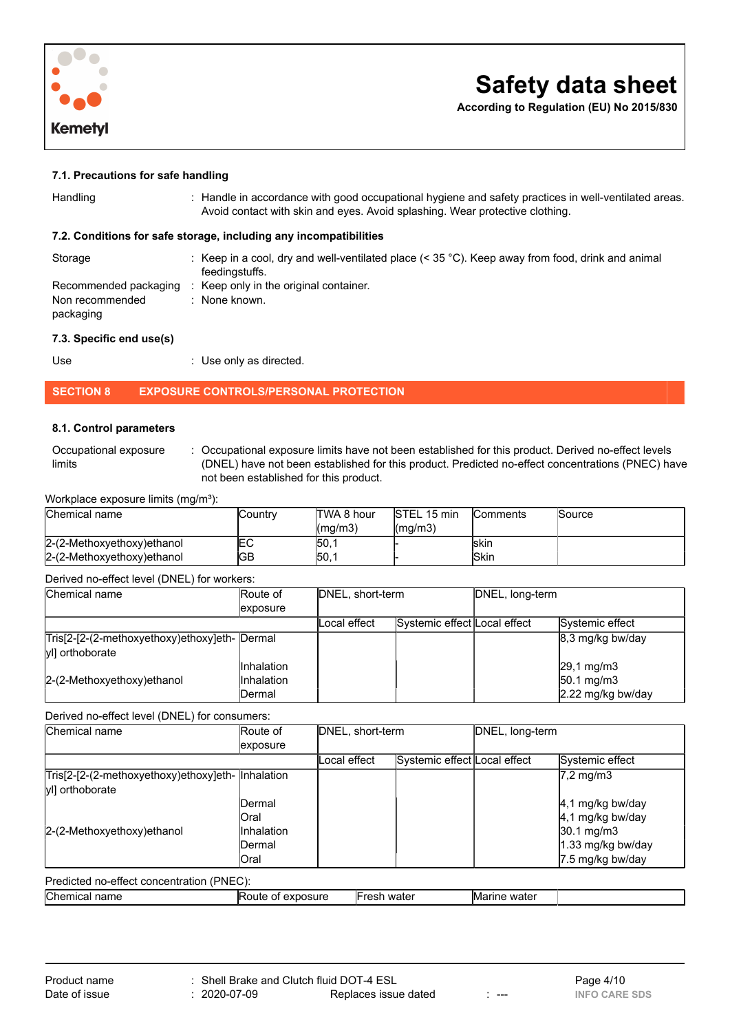### 7.1. Precautions for safe handling

Handling : Handle in accordance with good occupational hygiene and safety practices in well-ventilated areas. Avoid contact with skin and eyes. Avoid splashing. Wear protective clothing.

### 7.2. Conditions for safe storage, including any incompatibilities

Storage : Keep in a cool, dry and well-ventilated place (< 35 °C). Keep away from food, drink and animal feedingstuffs.

Recommended packaging : Keep only in the original container.

Non recommended packaging : None known.

### 7.3. Specific end use(s)

Use : Use only as directed.

## SECTION 8 EXPOSURE CONTROLS/PERSONAL PROTECTION

### 8.1. Control parameters

Occupational exposure limits : Occupational exposure limits have not been established for this product. Derived no-effect levels (DNEL) have not been established for this product. Predicted no-effect concentrations (PNEC) have not been established for this product.

Workplace exposure limits (mg/m³):

| Chemical name | Country | TWA 8 hour (mg/m3) | STEL 15 min (mg/m3) | Comments | Source |
|---|---|---|---|---|---|
| 2-(2-Methoxyethoxy)ethanol | EC | 50,1 | - | skin | |
| 2-(2-Methoxyethoxy)ethanol | GB | 50,1 | - | Skin | |

Derived no-effect level (DNEL) for workers:

| Chemical name | Route of exposure | DNEL, short-term | | DNEL, long-term | |
|---|---|---|---|---|---|
| | | Local effect | Systemic effect | Local effect | Systemic effect |
| Tris[2-[2-(2-methoxyethoxy)ethoxy]ethyl] orthoborate | Dermal | | | | 8,3 mg/kg bw/day |
| | Inhalation | | | | 29,1 mg/m3 |
| 2-(2-Methoxyethoxy)ethanol | Inhalation | | | | 50.1 mg/m3 |
| | Dermal | | | | 2.22 mg/kg bw/day |

Derived no-effect level (DNEL) for consumers:

| Chemical name | Route of exposure | DNEL, short-term | | DNEL, long-term | |
|---|---|---|---|---|---|
| | | Local effect | Systemic effect | Local effect | Systemic effect |
| Tris[2-[2-(2-methoxyethoxy)ethoxy]ethyl] orthoborate | Inhalation | | | | 7,2 mg/m3 |
| | Dermal | | | | 4,1 mg/kg bw/day |
| | Oral | | | | 4,1 mg/kg bw/day |
| 2-(2-Methoxyethoxy)ethanol | Inhalation | | | | 30.1 mg/m3 |
| | Dermal | | | | 1.33 mg/kg bw/day |
| | Oral | | | | 7.5 mg/kg bw/day |

Predicted no-effect concentration (PNEC):

| Chemical name | Route of exposure | Fresh water | Marine water | |
|---|---|---|---|---|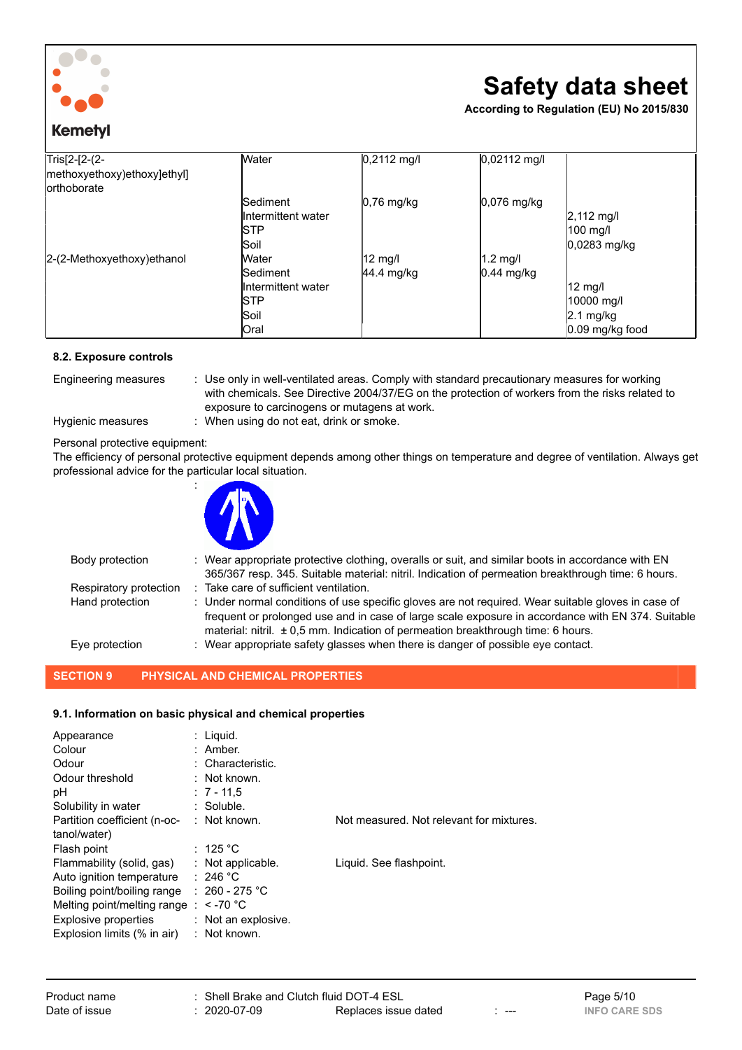| | | | | |
|---|---|---|---|---|
| Tris[2-[2-(2-methoxyethoxy)ethoxy]ethyl] orthoborate | Water | 0,2112 mg/l | 0,02112 mg/l | |
| | Sediment | 0,76 mg/kg | 0,076 mg/kg | |
| | Intermittent water | | | 2,112 mg/l |
| | STP | | | 100 mg/l |
| | Soil | | | 0,0283 mg/kg |
| 2-(2-Methoxyethoxy)ethanol | Water | 12 mg/l | 1.2 mg/l | |
| | Sediment | 44.4 mg/kg | 0.44 mg/kg | |
| | Intermittent water | | | 12 mg/l |
| | STP | | | 10000 mg/l |
| | Soil | | | 2.1 mg/kg |
| | Oral | | | 0.09 mg/kg food |

### 8.2. Exposure controls

Engineering measures : Use only in well-ventilated areas. Comply with standard precautionary measures for working with chemicals. See Directive 2004/37/EG on the protection of workers from the risks related to exposure to carcinogens or mutagens at work.

Hygienic measures : When using do not eat, drink or smoke.

Personal protective equipment:
The efficiency of personal protective equipment depends among other things on temperature and degree of ventilation. Always get professional advice for the particular local situation.

Body protection : Wear appropriate protective clothing, overalls or suit, and similar boots in accordance with EN 365/367 resp. 345. Suitable material: nitril. Indication of permeation breakthrough time: 6 hours.

Respiratory protection : Take care of sufficient ventilation.

Hand protection : Under normal conditions of use specific gloves are not required. Wear suitable gloves in case of frequent or prolonged use and in case of large scale exposure in accordance with EN 374. Suitable material: nitril. ± 0,5 mm. Indication of permeation breakthrough time: 6 hours.

Eye protection : Wear appropriate safety glasses when there is danger of possible eye contact.

## SECTION 9 PHYSICAL AND CHEMICAL PROPERTIES

### 9.1. Information on basic physical and chemical properties

| | | |
|---|---|---|
| Appearance | : Liquid. | |
| Colour | : Amber. | |
| Odour | : Characteristic. | |
| Odour threshold | : Not known. | |
| pH | : 7 - 11,5 | |
| Solubility in water | : Soluble. | |
| Partition coefficient (n-octanol/water) | : Not known. | Not measured. Not relevant for mixtures. |
| Flash point | : 125 °C | |
| Flammability (solid, gas) | : Not applicable. | Liquid. See flashpoint. |
| Auto ignition temperature | : 246 °C | |
| Boiling point/boiling range | : 260 - 275 °C | |
| Melting point/melting range | : < -70 °C | |
| Explosive properties | : Not an explosive. | |
| Explosion limits (% in air) | : Not known. | |

Product name : Shell Brake and Clutch fluid DOT-4 ESL
Date of issue : 2020-07-09 Replaces issue dated : ---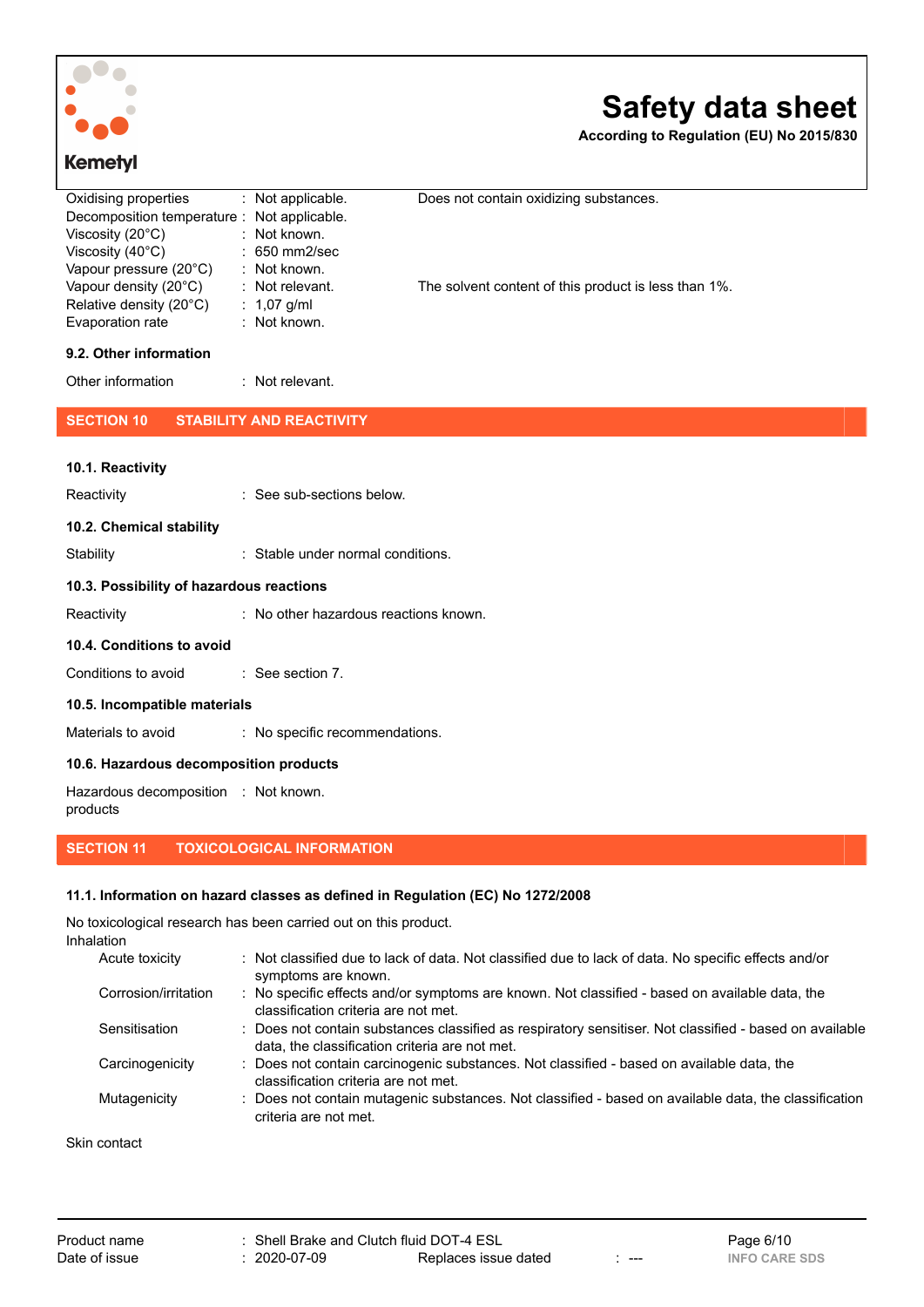| | | |
|---|---|---|
| Oxidising properties | : Not applicable. | Does not contain oxidizing substances. |
| Decomposition temperature | : Not applicable. | |
| Viscosity (20°C) | : Not known. | |
| Viscosity (40°C) | : 650 mm2/sec | |
| Vapour pressure (20°C) | : Not known. | |
| Vapour density (20°C) | : Not relevant. | The solvent content of this product is less than 1%. |
| Relative density (20°C) | : 1,07 g/ml | |
| Evaporation rate | : Not known. | |

### 9.2. Other information

Other information : Not relevant.

## SECTION 10 STABILITY AND REACTIVITY

### 10.1. Reactivity

Reactivity : See sub-sections below.

### 10.2. Chemical stability

Stability : Stable under normal conditions.

### 10.3. Possibility of hazardous reactions

Reactivity : No other hazardous reactions known.

### 10.4. Conditions to avoid

Conditions to avoid : See section 7.

### 10.5. Incompatible materials

Materials to avoid : No specific recommendations.

### 10.6. Hazardous decomposition products

Hazardous decomposition products : Not known.

## SECTION 11 TOXICOLOGICAL INFORMATION

### 11.1. Information on hazard classes as defined in Regulation (EC) No 1272/2008

No toxicological research has been carried out on this product.

Inhalation

| | |
|---|---|
| Acute toxicity | : Not classified due to lack of data. Not classified due to lack of data. No specific effects and/or symptoms are known. |
| Corrosion/irritation | : No specific effects and/or symptoms are known. Not classified - based on available data, the classification criteria are not met. |
| Sensitisation | : Does not contain substances classified as respiratory sensitiser. Not classified - based on available data, the classification criteria are not met. |
| Carcinogenicity | : Does not contain carcinogenic substances. Not classified - based on available data, the classification criteria are not met. |
| Mutagenicity | : Does not contain mutagenic substances. Not classified - based on available data, the classification criteria are not met. |

Skin contact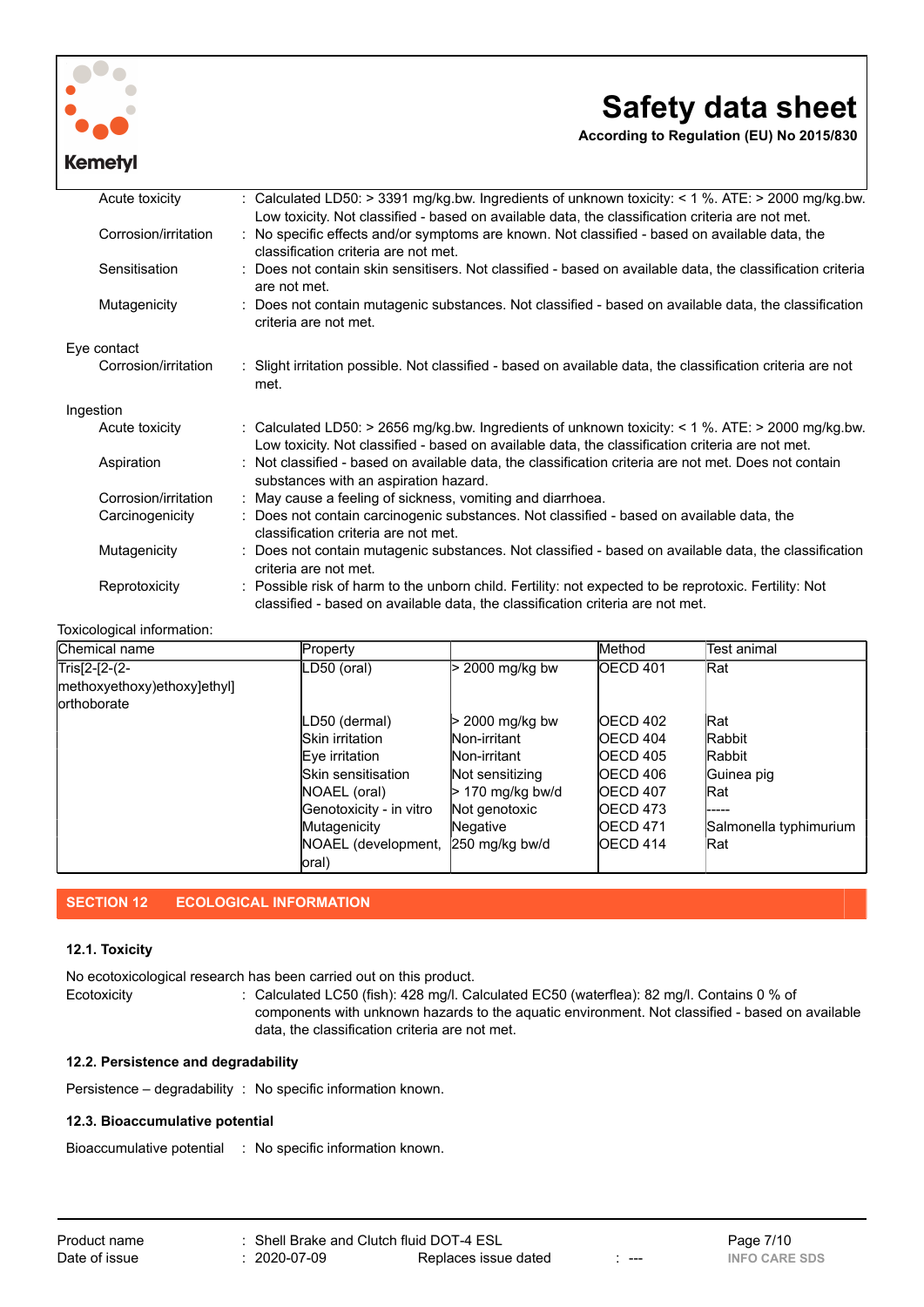| | |
|---|---|
| Acute toxicity | : Calculated LD50: > 3391 mg/kg.bw. Ingredients of unknown toxicity: < 1 %. ATE: > 2000 mg/kg.bw. Low toxicity. Not classified - based on available data, the classification criteria are not met. |
| Corrosion/irritation | : No specific effects and/or symptoms are known. Not classified - based on available data, the classification criteria are not met. |
| Sensitisation | : Does not contain skin sensitisers. Not classified - based on available data, the classification criteria are not met. |
| Mutagenicity | : Does not contain mutagenic substances. Not classified - based on available data, the classification criteria are not met. |

Eye contact

| | |
|---|---|
| Corrosion/irritation | : Slight irritation possible. Not classified - based on available data, the classification criteria are not met. |

Ingestion

| | |
|---|---|
| Acute toxicity | : Calculated LD50: > 2656 mg/kg.bw. Ingredients of unknown toxicity: < 1 %. ATE: > 2000 mg/kg.bw. Low toxicity. Not classified - based on available data, the classification criteria are not met. |
| Aspiration | : Not classified - based on available data, the classification criteria are not met. Does not contain substances with an aspiration hazard. |
| Corrosion/irritation | : May cause a feeling of sickness, vomiting and diarrhoea. |
| Carcinogenicity | : Does not contain carcinogenic substances. Not classified - based on available data, the classification criteria are not met. |
| Mutagenicity | : Does not contain mutagenic substances. Not classified - based on available data, the classification criteria are not met. |
| Reprotoxicity | : Possible risk of harm to the unborn child. Fertility: not expected to be reprotoxic. Fertility: Not classified - based on available data, the classification criteria are not met. |

Toxicological information:

| Chemical name | Property | | Method | Test animal |
|---|---|---|---|---|
| Tris[2-[2-(2-methoxyethoxy)ethoxy]ethyl] orthoborate | LD50 (oral) | > 2000 mg/kg bw | OECD 401 | Rat |
| | LD50 (dermal) | > 2000 mg/kg bw | OECD 402 | Rat |
| | Skin irritation | Non-irritant | OECD 404 | Rabbit |
| | Eye irritation | Non-irritant | OECD 405 | Rabbit |
| | Skin sensitisation | Not sensitizing | OECD 406 | Guinea pig |
| | NOAEL (oral) | > 170 mg/kg bw/d | OECD 407 | Rat |
| | Genotoxicity - in vitro | Not genotoxic | OECD 473 | ----- |
| | Mutagenicity | Negative | OECD 471 | Salmonella typhimurium |
| | NOAEL (development, oral) | 250 mg/kg bw/d | OECD 414 | Rat |

## SECTION 12 ECOLOGICAL INFORMATION

### 12.1. Toxicity

No ecotoxicological research has been carried out on this product.

| | |
|---|---|
| Ecotoxicity | : Calculated LC50 (fish): 428 mg/l. Calculated EC50 (waterflea): 82 mg/l. Contains 0 % of components with unknown hazards to the aquatic environment. Not classified - based on available data, the classification criteria are not met. |

### 12.2. Persistence and degradability

Persistence – degradability : No specific information known.

### 12.3. Bioaccumulative potential

Bioaccumulative potential : No specific information known.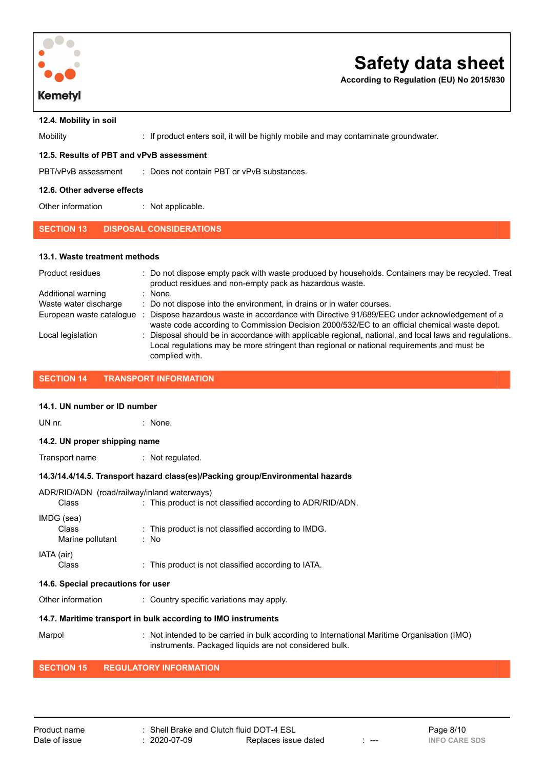### 12.4. Mobility in soil

| | |
|---|---|
| Mobility | : If product enters soil, it will be highly mobile and may contaminate groundwater. |

### 12.5. Results of PBT and vPvB assessment

| | |
|---|---|
| PBT/vPvB assessment | : Does not contain PBT or vPvB substances. |

### 12.6. Other adverse effects

| | |
|---|---|
| Other information | : Not applicable. |

## SECTION 13 DISPOSAL CONSIDERATIONS

### 13.1. Waste treatment methods

| | |
|---|---|
| Product residues | : Do not dispose empty pack with waste produced by households. Containers may be recycled. Treat product residues and non-empty pack as hazardous waste. |
| Additional warning | : None. |
| Waste water discharge | : Do not dispose into the environment, in drains or in water courses. |
| European waste catalogue | : Dispose hazardous waste in accordance with Directive 91/689/EEC under acknowledgement of a waste code according to Commission Decision 2000/532/EC to an official chemical waste depot. |
| Local legislation | : Disposal should be in accordance with applicable regional, national, and local laws and regulations. Local regulations may be more stringent than regional or national requirements and must be complied with. |

## SECTION 14 TRANSPORT INFORMATION

### 14.1. UN number or ID number

| | |
|---|---|
| UN nr. | : None. |

### 14.2. UN proper shipping name

| | |
|---|---|
| Transport name | : Not regulated. |

### 14.3/14.4/14.5. Transport hazard class(es)/Packing group/Environmental hazards

ADR/RID/ADN (road/railway/inland waterways)

| | |
|---|---|
| Class | : This product is not classified according to ADR/RID/ADN. |

IMDG (sea)

| | |
|---|---|
| Class | : This product is not classified according to IMDG. |
| Marine pollutant | : No |

IATA (air)

| | |
|---|---|
| Class | : This product is not classified according to IATA. |

### 14.6. Special precautions for user

| | |
|---|---|
| Other information | : Country specific variations may apply. |

### 14.7. Maritime transport in bulk according to IMO instruments

| | |
|---|---|
| Marpol | : Not intended to be carried in bulk according to International Maritime Organisation (IMO) instruments. Packaged liquids are not considered bulk. |

## SECTION 15 REGULATORY INFORMATION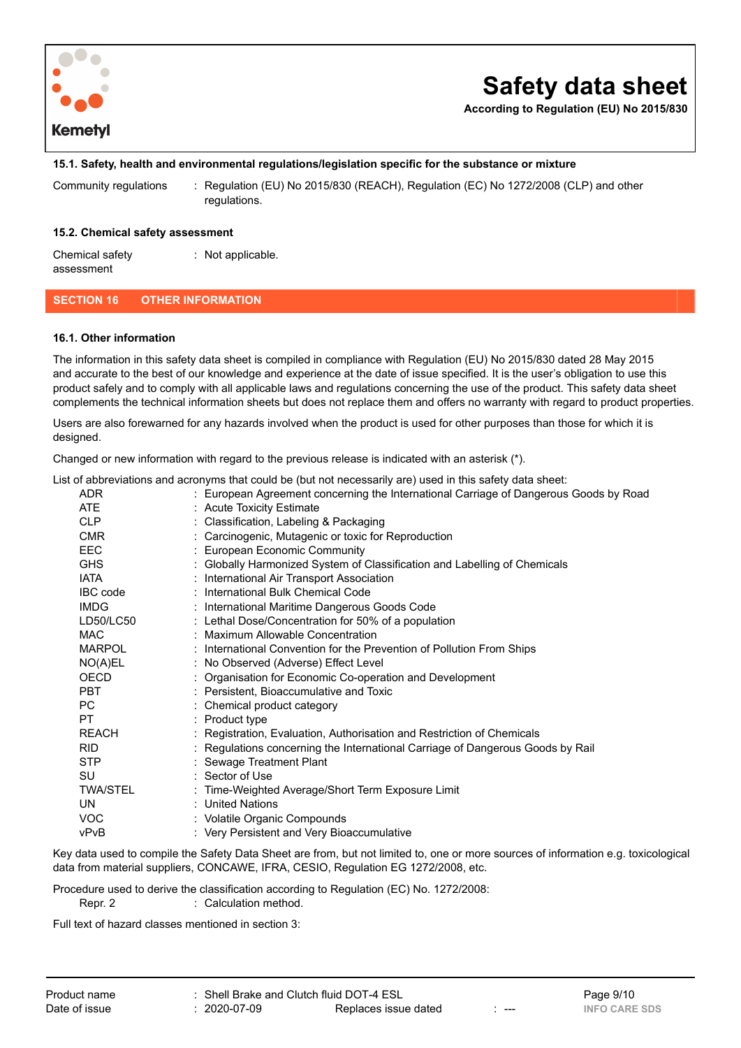### 15.1. Safety, health and environmental regulations/legislation specific for the substance or mixture

Community regulations : Regulation (EU) No 2015/830 (REACH), Regulation (EC) No 1272/2008 (CLP) and other regulations.

### 15.2. Chemical safety assessment

Chemical safety assessment : Not applicable.

## SECTION 16 OTHER INFORMATION

### 16.1. Other information

The information in this safety data sheet is compiled in compliance with Regulation (EU) No 2015/830 dated 28 May 2015 and accurate to the best of our knowledge and experience at the date of issue specified. It is the user's obligation to use this product safely and to comply with all applicable laws and regulations concerning the use of the product. This safety data sheet complements the technical information sheets but does not replace them and offers no warranty with regard to product properties.

Users are also forewarned for any hazards involved when the product is used for other purposes than those for which it is designed.

Changed or new information with regard to the previous release is indicated with an asterisk (*).

List of abbreviations and acronyms that could be (but not necessarily are) used in this safety data sheet:

| | |
|---|---|
| ADR | European Agreement concerning the International Carriage of Dangerous Goods by Road |
| ATE | Acute Toxicity Estimate |
| CLP | Classification, Labeling & Packaging |
| CMR | Carcinogenic, Mutagenic or toxic for Reproduction |
| EEC | European Economic Community |
| GHS | Globally Harmonized System of Classification and Labelling of Chemicals |
| IATA | International Air Transport Association |
| IBC code | International Bulk Chemical Code |
| IMDG | International Maritime Dangerous Goods Code |
| LD50/LC50 | Lethal Dose/Concentration for 50% of a population |
| MAC | Maximum Allowable Concentration |
| MARPOL | International Convention for the Prevention of Pollution From Ships |
| NO(A)EL | No Observed (Adverse) Effect Level |
| OECD | Organisation for Economic Co-operation and Development |
| PBT | Persistent, Bioaccumulative and Toxic |
| PC | Chemical product category |
| PT | Product type |
| REACH | Registration, Evaluation, Authorisation and Restriction of Chemicals |
| RID | Regulations concerning the International Carriage of Dangerous Goods by Rail |
| STP | Sewage Treatment Plant |
| SU | Sector of Use |
| TWA/STEL | Time-Weighted Average/Short Term Exposure Limit |
| UN | United Nations |
| VOC | Volatile Organic Compounds |
| vPvB | Very Persistent and Very Bioaccumulative |

Key data used to compile the Safety Data Sheet are from, but not limited to, one or more sources of information e.g. toxicological data from material suppliers, CONCAWE, IFRA, CESIO, Regulation EG 1272/2008, etc.

Procedure used to derive the classification according to Regulation (EC) No. 1272/2008:

Repr. 2 : Calculation method.

Full text of hazard classes mentioned in section 3: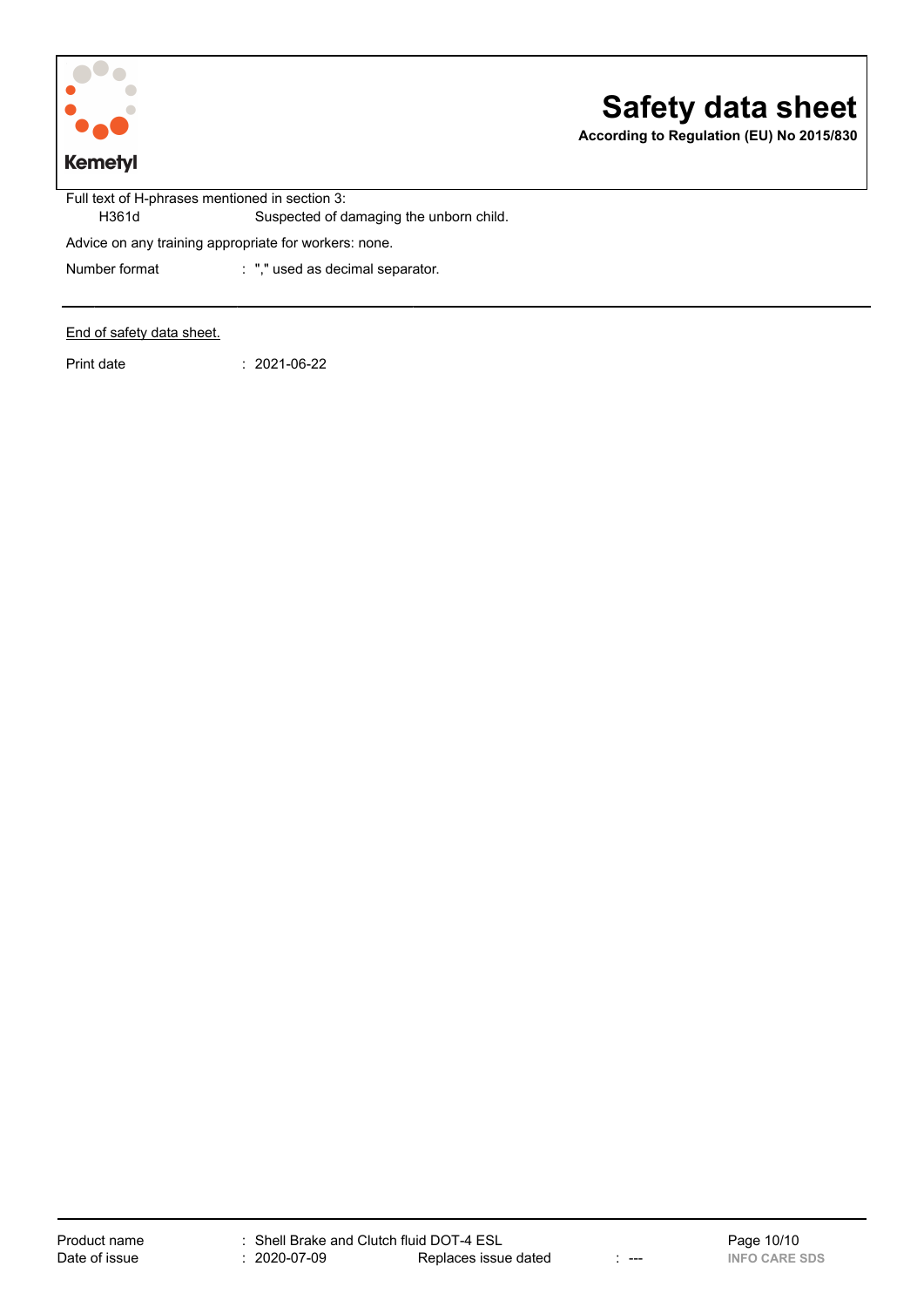Full text of H-phrases mentioned in section 3:

| | |
|---|---|
| H361d | Suspected of damaging the unborn child. |

Advice on any training appropriate for workers: none.

Number format : "," used as decimal separator.

---

End of safety data sheet.

Print date : 2021-06-22